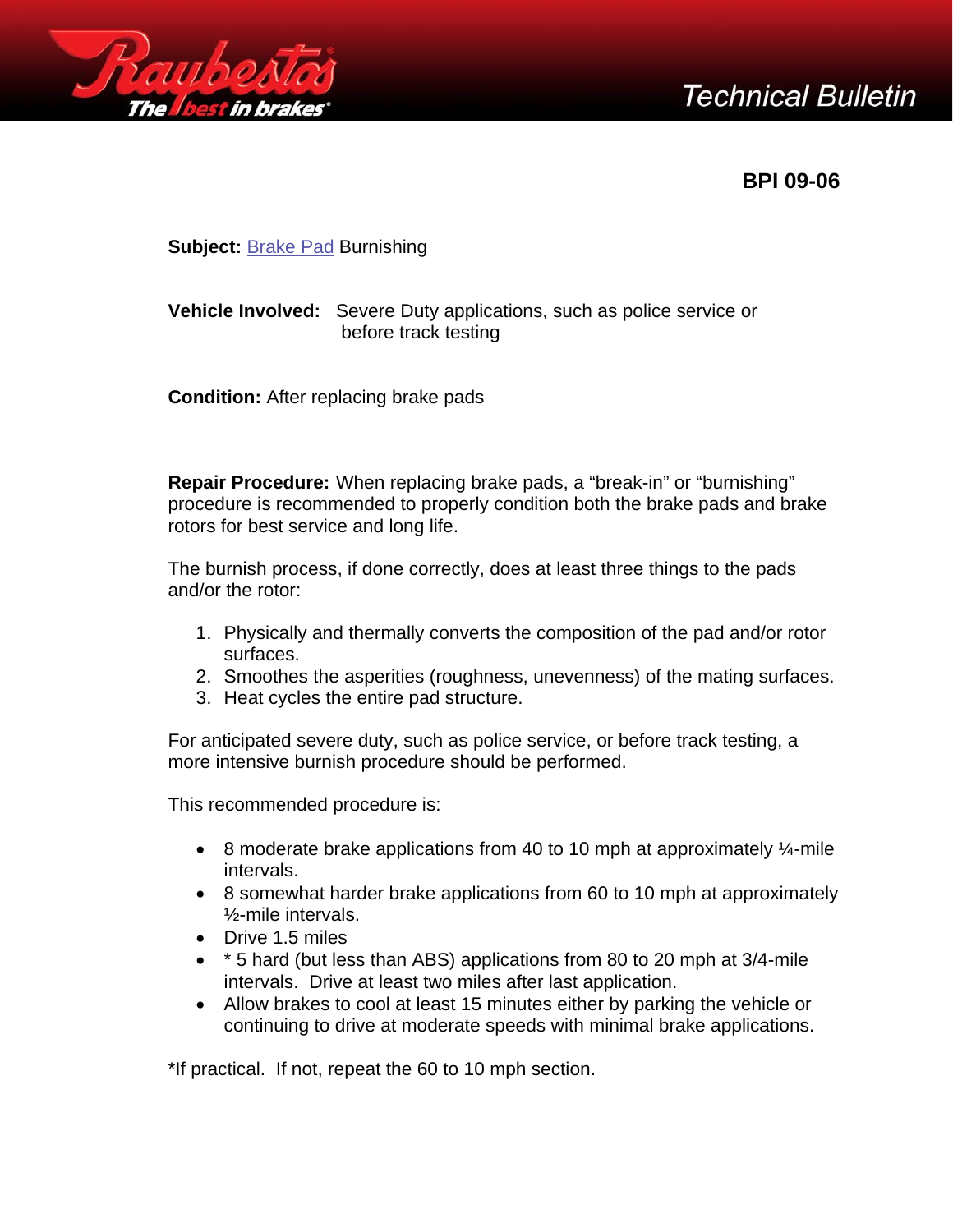# Technical Bulletin

**BPI 09-06**

**Subject:** Brake Pad Burnishing

**Vehicle Involved:** Severe Duty applications, such as police service or before track testing

**Condition:** After replacing brake pads

**Repair Procedure:** When replacing brake pads, a "break-in" or "burnishing" procedure is recommended to properly condition both the brake pads and brake rotors for best service and long life.

The burnish process, if done correctly, does at least three things to the pads and/or the rotor:

1. Physically and thermally converts the composition of the pad and/or rotor surfaces.
2. Smoothes the asperities (roughness, unevenness) of the mating surfaces.
3. Heat cycles the entire pad structure.

For anticipated severe duty, such as police service, or before track testing, a more intensive burnish procedure should be performed.

This recommended procedure is:

- 8 moderate brake applications from 40 to 10 mph at approximately ¼-mile intervals.
- 8 somewhat harder brake applications from 60 to 10 mph at approximately ½-mile intervals.
- Drive 1.5 miles
- * 5 hard (but less than ABS) applications from 80 to 20 mph at 3/4-mile intervals. Drive at least two miles after last application.
- Allow brakes to cool at least 15 minutes either by parking the vehicle or continuing to drive at moderate speeds with minimal brake applications.

*If practical. If not, repeat the 60 to 10 mph section.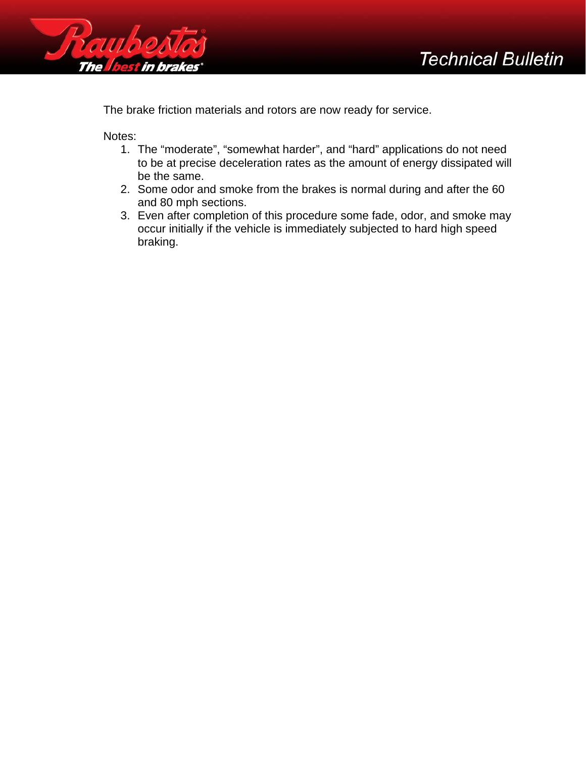The brake friction materials and rotors are now ready for service.

Notes:

1. The “moderate”, “somewhat harder”, and “hard” applications do not need to be at precise deceleration rates as the amount of energy dissipated will be the same.
2. Some odor and smoke from the brakes is normal during and after the 60 and 80 mph sections.
3. Even after completion of this procedure some fade, odor, and smoke may occur initially if the vehicle is immediately subjected to hard high speed braking.